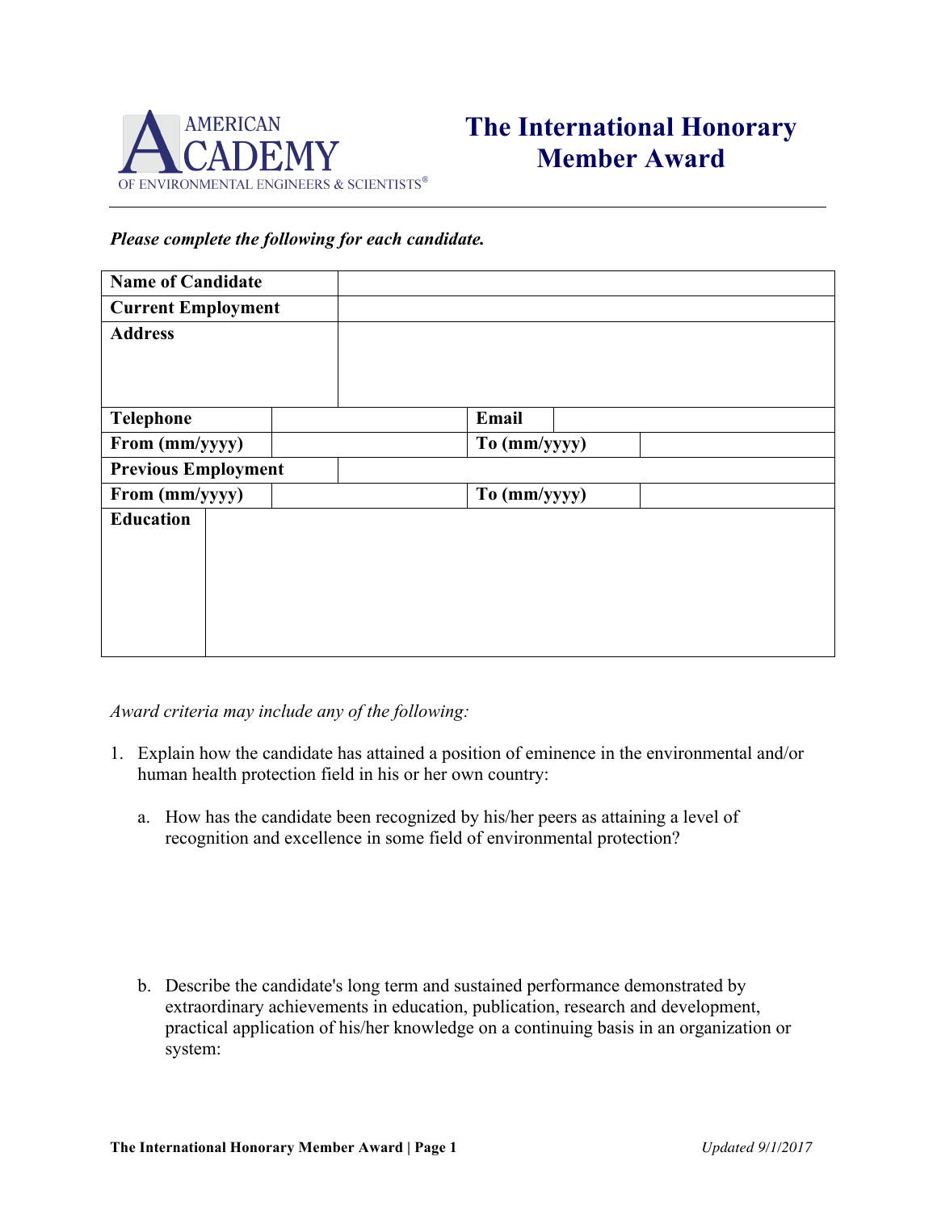AMERICAN ACADEMY OF ENVIRONMENTAL ENGINEERS & SCIENTISTS®

# The International Honorary Member Award

***Please complete the following for each candidate.***

| **Name of Candidate** | | | |
|---|---|---|---|
| **Current Employment** | | | |
| **Address** | | | |
| **Telephone** | | **Email** | |
| **From (mm/yyyy)** | | **To (mm/yyyy)** | |
| **Previous Employment** | | | |
| **From (mm/yyyy)** | | **To (mm/yyyy)** | |
| **Education** | | | |

*Award criteria may include any of the following:*

1. Explain how the candidate has attained a position of eminence in the environmental and/or human health protection field in his or her own country:

   a. How has the candidate been recognized by his/her peers as attaining a level of recognition and excellence in some field of environmental protection?

   b. Describe the candidate's long term and sustained performance demonstrated by extraordinary achievements in education, publication, research and development, practical application of his/her knowledge on a continuing basis in an organization or system: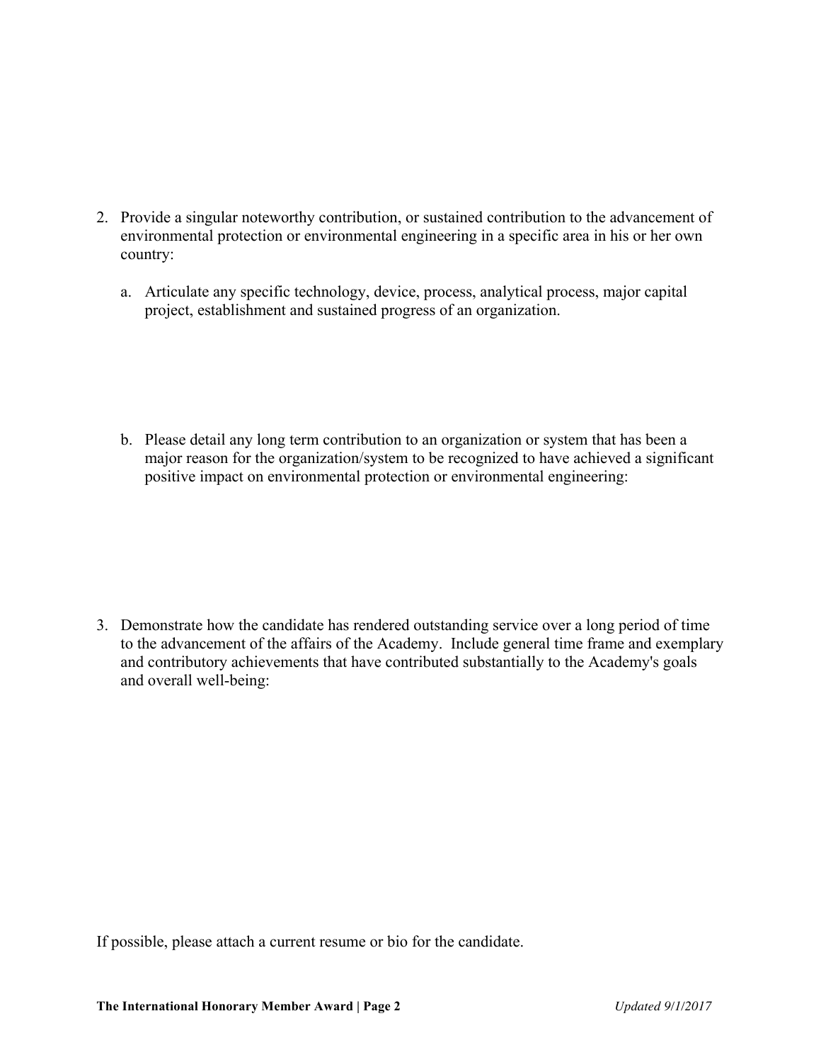2. Provide a singular noteworthy contribution, or sustained contribution to the advancement of environmental protection or environmental engineering in a specific area in his or her own country:

    a. Articulate any specific technology, device, process, analytical process, major capital project, establishment and sustained progress of an organization.

    b. Please detail any long term contribution to an organization or system that has been a major reason for the organization/system to be recognized to have achieved a significant positive impact on environmental protection or environmental engineering:

3. Demonstrate how the candidate has rendered outstanding service over a long period of time to the advancement of the affairs of the Academy. Include general time frame and exemplary and contributory achievements that have contributed substantially to the Academy's goals and overall well-being:

If possible, please attach a current resume or bio for the candidate.